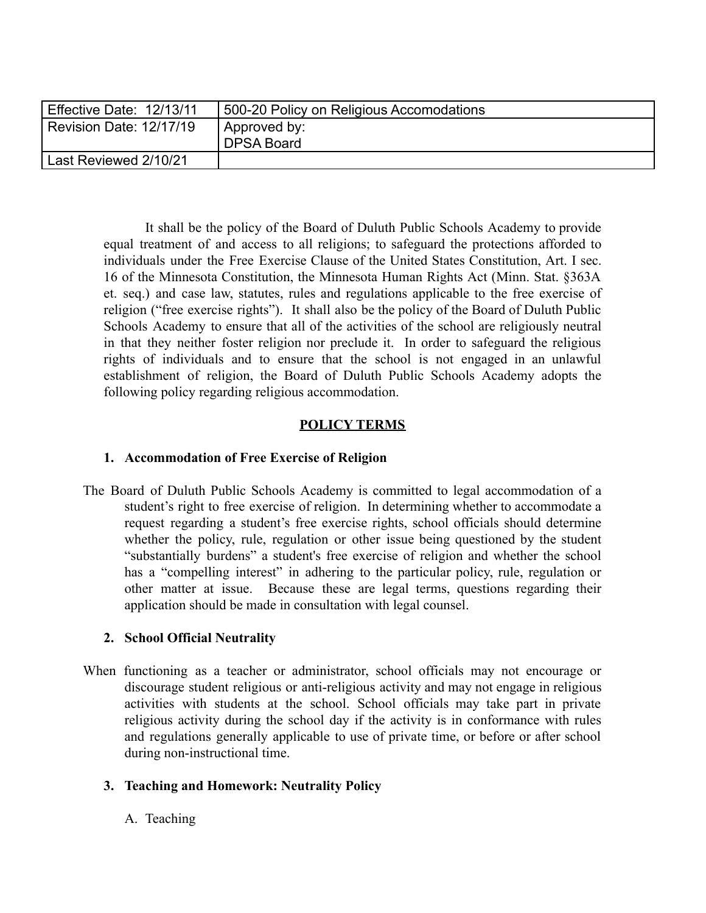| Effective Date: 12/13/11 | 500-20 Policy on Religious Accomodations |
|---|---|
| Revision Date: 12/17/19 | Approved by:<br>DPSA Board |
| Last Reviewed 2/10/21 | |

It shall be the policy of the Board of Duluth Public Schools Academy to provide equal treatment of and access to all religions; to safeguard the protections afforded to individuals under the Free Exercise Clause of the United States Constitution, Art. I sec. 16 of the Minnesota Constitution, the Minnesota Human Rights Act (Minn. Stat. §363A et. seq.) and case law, statutes, rules and regulations applicable to the free exercise of religion ("free exercise rights"). It shall also be the policy of the Board of Duluth Public Schools Academy to ensure that all of the activities of the school are religiously neutral in that they neither foster religion nor preclude it. In order to safeguard the religious rights of individuals and to ensure that the school is not engaged in an unlawful establishment of religion, the Board of Duluth Public Schools Academy adopts the following policy regarding religious accommodation.

## POLICY TERMS

### 1. Accommodation of Free Exercise of Religion

The Board of Duluth Public Schools Academy is committed to legal accommodation of a student's right to free exercise of religion. In determining whether to accommodate a request regarding a student's free exercise rights, school officials should determine whether the policy, rule, regulation or other issue being questioned by the student "substantially burdens" a student's free exercise of religion and whether the school has a "compelling interest" in adhering to the particular policy, rule, regulation or other matter at issue. Because these are legal terms, questions regarding their application should be made in consultation with legal counsel.

### 2. School Official Neutrality

When functioning as a teacher or administrator, school officials may not encourage or discourage student religious or anti-religious activity and may not engage in religious activities with students at the school. School officials may take part in private religious activity during the school day if the activity is in conformance with rules and regulations generally applicable to use of private time, or before or after school during non-instructional time.

### 3. Teaching and Homework: Neutrality Policy

A. Teaching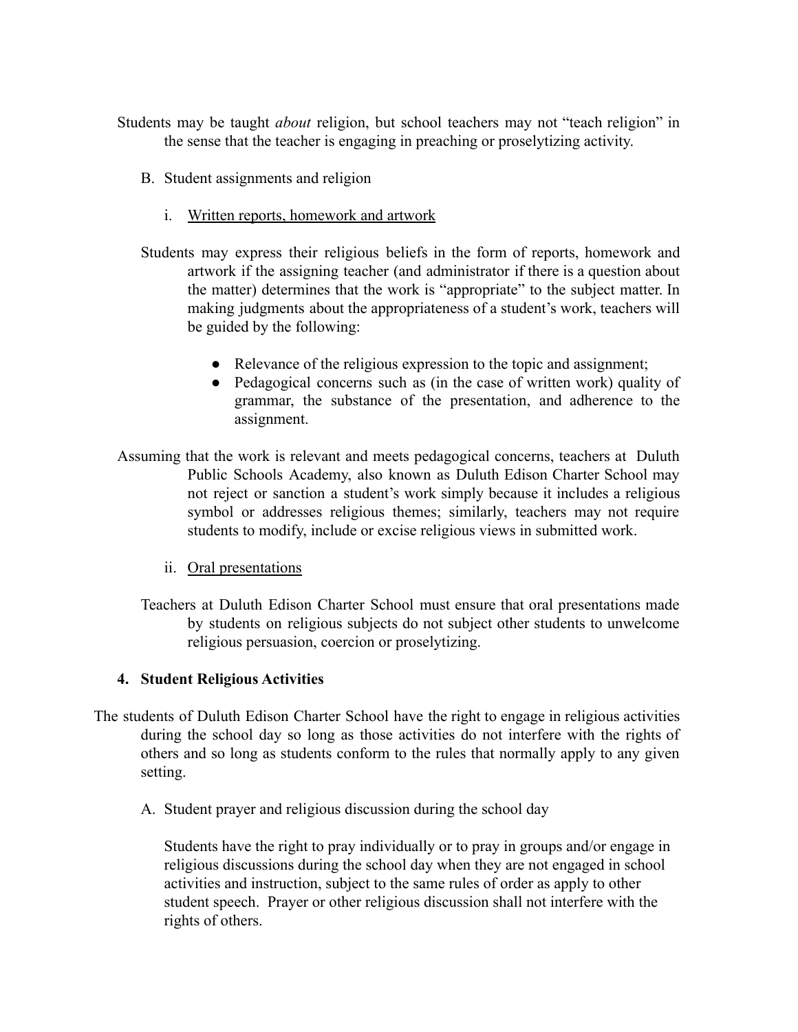Students may be taught *about* religion, but school teachers may not "teach religion" in the sense that the teacher is engaging in preaching or proselytizing activity.

B. Student assignments and religion

i. Written reports, homework and artwork

Students may express their religious beliefs in the form of reports, homework and artwork if the assigning teacher (and administrator if there is a question about the matter) determines that the work is "appropriate" to the subject matter. In making judgments about the appropriateness of a student's work, teachers will be guided by the following:

- Relevance of the religious expression to the topic and assignment;
- Pedagogical concerns such as (in the case of written work) quality of grammar, the substance of the presentation, and adherence to the assignment.

Assuming that the work is relevant and meets pedagogical concerns, teachers at Duluth Public Schools Academy, also known as Duluth Edison Charter School may not reject or sanction a student's work simply because it includes a religious symbol or addresses religious themes; similarly, teachers may not require students to modify, include or excise religious views in submitted work.

ii. Oral presentations

Teachers at Duluth Edison Charter School must ensure that oral presentations made by students on religious subjects do not subject other students to unwelcome religious persuasion, coercion or proselytizing.

**4. Student Religious Activities**

The students of Duluth Edison Charter School have the right to engage in religious activities during the school day so long as those activities do not interfere with the rights of others and so long as students conform to the rules that normally apply to any given setting.

A. Student prayer and religious discussion during the school day

Students have the right to pray individually or to pray in groups and/or engage in religious discussions during the school day when they are not engaged in school activities and instruction, subject to the same rules of order as apply to other student speech. Prayer or other religious discussion shall not interfere with the rights of others.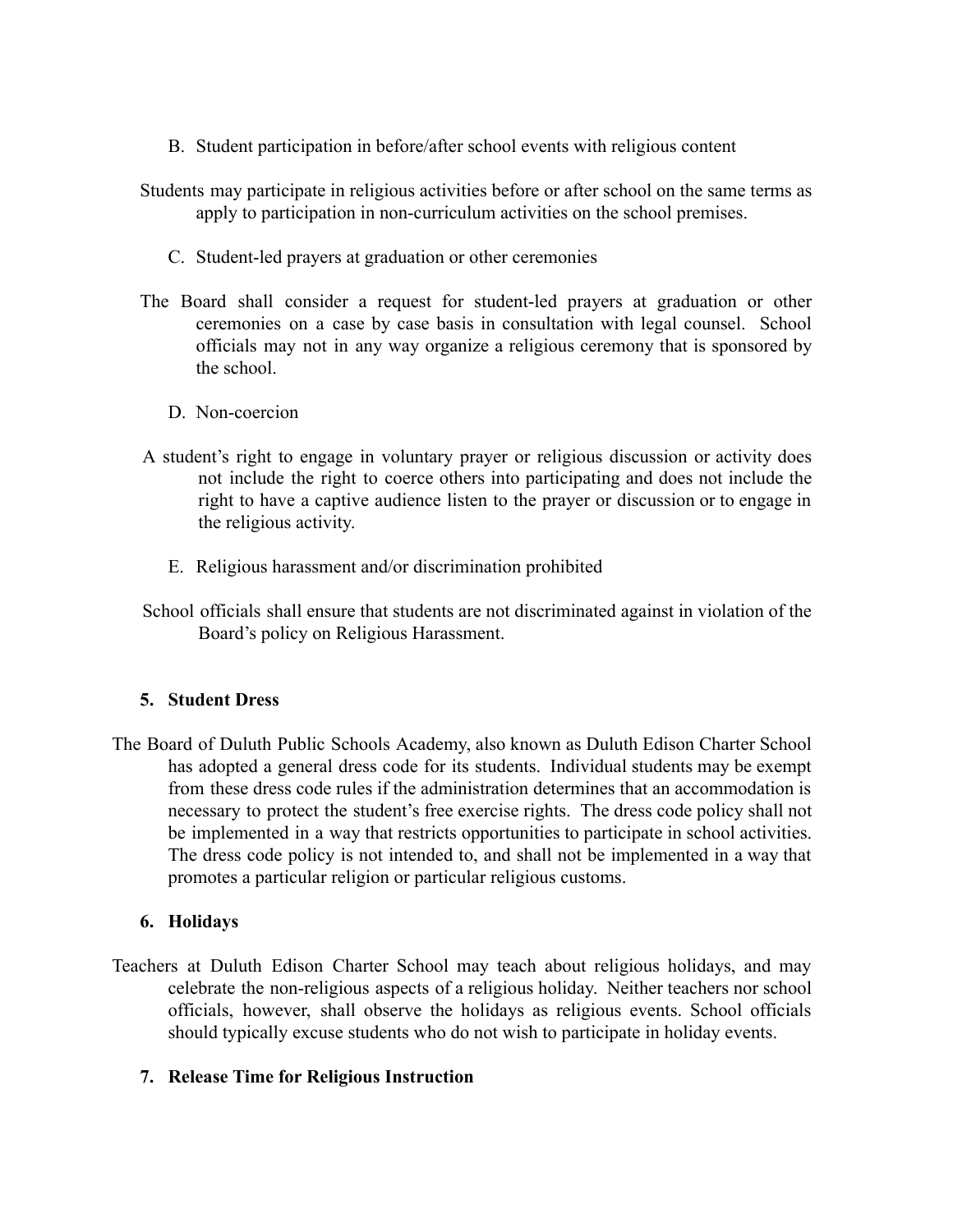B. Student participation in before/after school events with religious content

Students may participate in religious activities before or after school on the same terms as apply to participation in non-curriculum activities on the school premises.

C. Student-led prayers at graduation or other ceremonies

The Board shall consider a request for student-led prayers at graduation or other ceremonies on a case by case basis in consultation with legal counsel. School officials may not in any way organize a religious ceremony that is sponsored by the school.

D. Non-coercion

A student's right to engage in voluntary prayer or religious discussion or activity does not include the right to coerce others into participating and does not include the right to have a captive audience listen to the prayer or discussion or to engage in the religious activity.

E. Religious harassment and/or discrimination prohibited

School officials shall ensure that students are not discriminated against in violation of the Board's policy on Religious Harassment.

### 5. Student Dress

The Board of Duluth Public Schools Academy, also known as Duluth Edison Charter School has adopted a general dress code for its students. Individual students may be exempt from these dress code rules if the administration determines that an accommodation is necessary to protect the student's free exercise rights. The dress code policy shall not be implemented in a way that restricts opportunities to participate in school activities. The dress code policy is not intended to, and shall not be implemented in a way that promotes a particular religion or particular religious customs.

### 6. Holidays

Teachers at Duluth Edison Charter School may teach about religious holidays, and may celebrate the non-religious aspects of a religious holiday. Neither teachers nor school officials, however, shall observe the holidays as religious events. School officials should typically excuse students who do not wish to participate in holiday events.

### 7. Release Time for Religious Instruction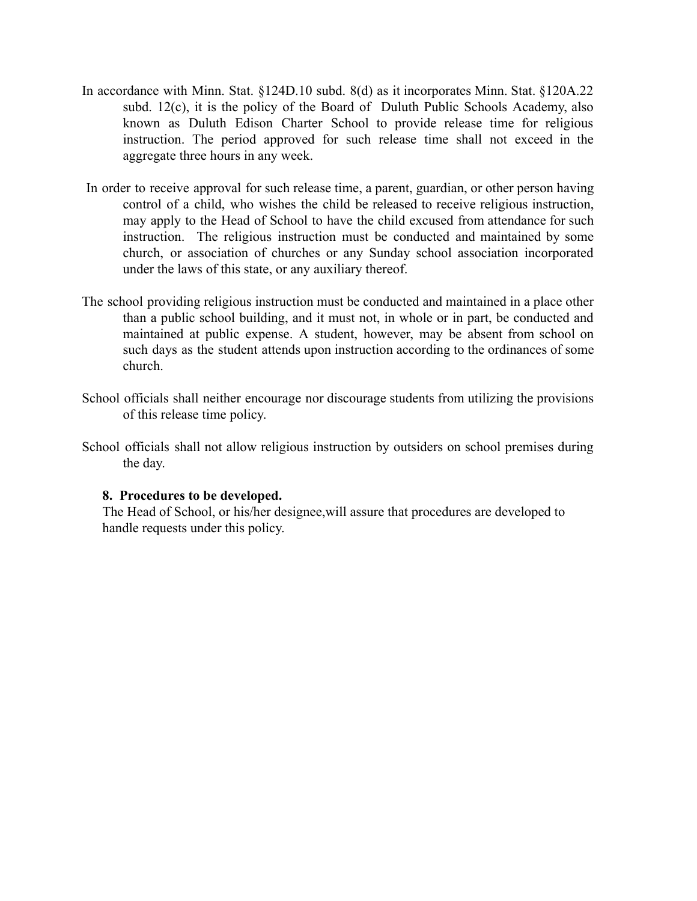In accordance with Minn. Stat. §124D.10 subd. 8(d) as it incorporates Minn. Stat. §120A.22 subd. 12(c), it is the policy of the Board of Duluth Public Schools Academy, also known as Duluth Edison Charter School to provide release time for religious instruction. The period approved for such release time shall not exceed in the aggregate three hours in any week.

In order to receive approval for such release time, a parent, guardian, or other person having control of a child, who wishes the child be released to receive religious instruction, may apply to the Head of School to have the child excused from attendance for such instruction. The religious instruction must be conducted and maintained by some church, or association of churches or any Sunday school association incorporated under the laws of this state, or any auxiliary thereof.

The school providing religious instruction must be conducted and maintained in a place other than a public school building, and it must not, in whole or in part, be conducted and maintained at public expense. A student, however, may be absent from school on such days as the student attends upon instruction according to the ordinances of some church.

School officials shall neither encourage nor discourage students from utilizing the provisions of this release time policy.

School officials shall not allow religious instruction by outsiders on school premises during the day.

**8. Procedures to be developed.**

The Head of School, or his/her designee,will assure that procedures are developed to handle requests under this policy.